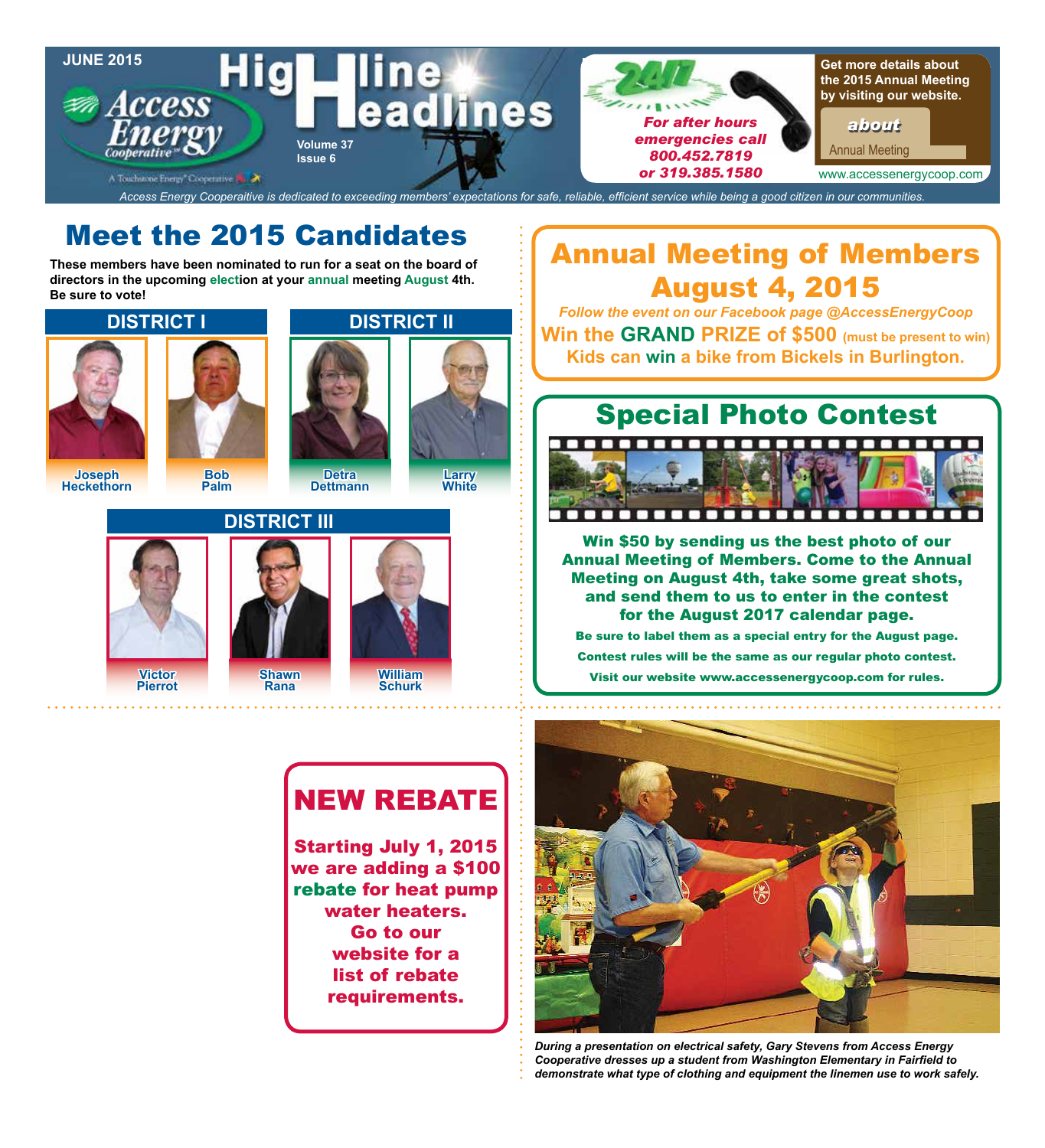JUNE 2015

# HighLine Headlines

Access Energy Cooperative

Volume 37
Issue 6

*For after hours emergencies call 800.452.7819 or 319.385.1580*

Get more details about the 2015 Annual Meeting by visiting our website.

about
Annual Meeting

www.accessenergycoop.com

*Access Energy Cooperaitive is dedicated to exceeding members' expectations for safe, reliable, efficient service while being a good citizen in our communities.*

## Meet the 2015 Candidates

**These members have been nominated to run for a seat on the board of directors in the upcoming election at your annual meeting August 4th. Be sure to vote!**

### DISTRICT I

- Joseph Heckethorn
- Bob Palm

### DISTRICT II

- Detra Dettmann
- Larry White

### DISTRICT III

- Victor Pierrot
- Shawn Rana
- William Schurk

## Annual Meeting of Members August 4, 2015

*Follow the event on our Facebook page @AccessEnergyCoop*

**Win the GRAND PRIZE of $500** (must be present to win)

**Kids can win a bike from Bickels in Burlington.**

## Special Photo Contest

**Win $50 by sending us the best photo of our Annual Meeting of Members. Come to the Annual Meeting on August 4th, take some great shots, and send them to us to enter in the contest for the August 2017 calendar page.**

**Be sure to label them as a special entry for the August page.**

**Contest rules will be the same as our regular photo contest.**

**Visit our website www.accessenergycoop.com for rules.**

## NEW REBATE

**Starting July 1, 2015 we are adding a $100 rebate for heat pump water heaters. Go to our website for a list of rebate requirements.**

*During a presentation on electrical safety, Gary Stevens from Access Energy Cooperative dresses up a student from Washington Elementary in Fairfield to demonstrate what type of clothing and equipment the linemen use to work safely.*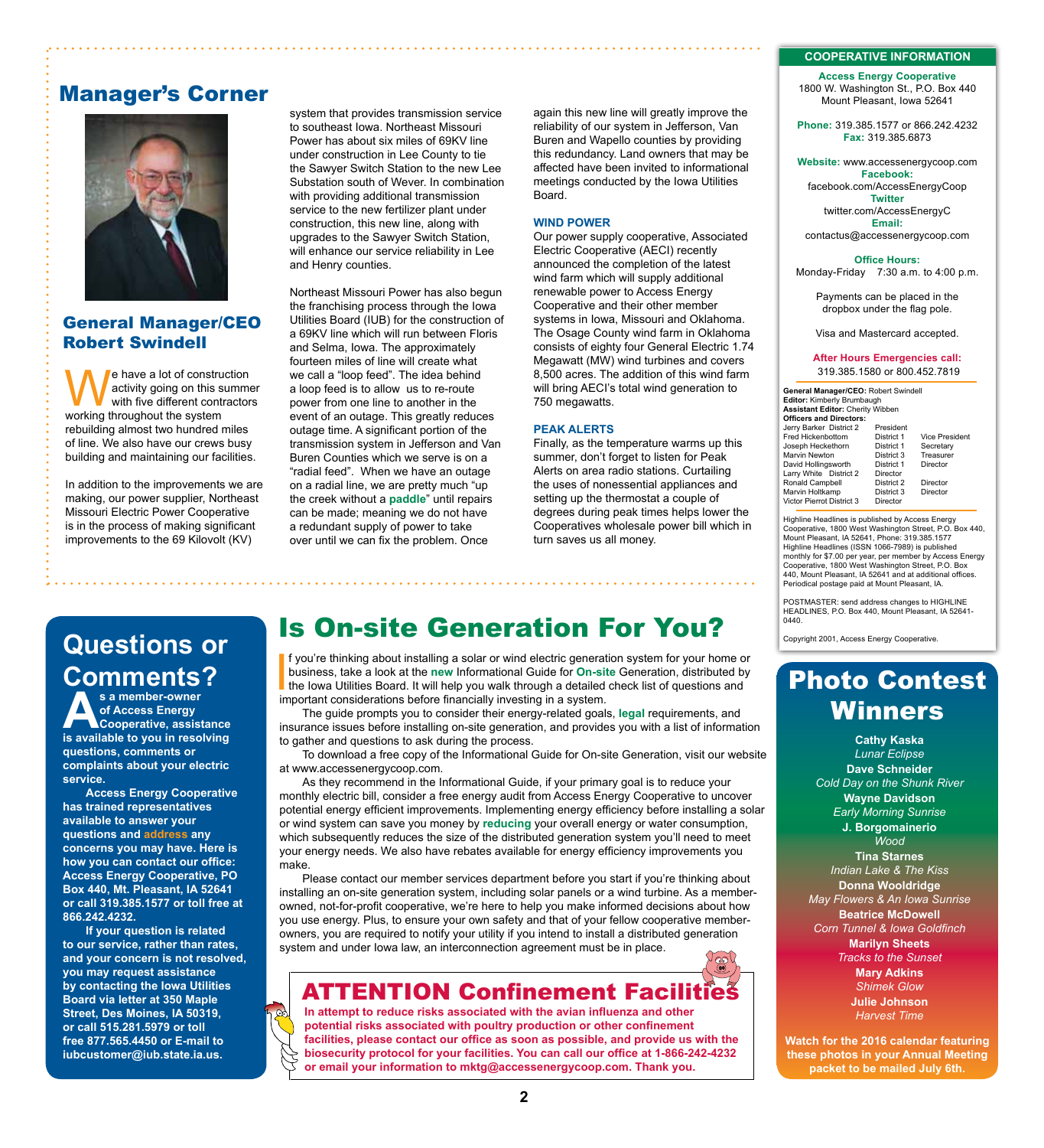## Manager's Corner

### General Manager/CEO Robert Swindell

We have a lot of construction activity going on this summer with five different contractors working throughout the system rebuilding almost two hundred miles of line. We also have our crews busy building and maintaining our facilities.

In addition to the improvements we are making, our power supplier, Northeast Missouri Electric Power Cooperative is in the process of making significant improvements to the 69 Kilovolt (KV) system that provides transmission service to southeast Iowa. Northeast Missouri Power has about six miles of 69KV line under construction in Lee County to tie the Sawyer Switch Station to the new Lee Substation south of Wever. In combination with providing additional transmission service to the new fertilizer plant under construction, this new line, along with upgrades to the Sawyer Switch Station, will enhance our service reliability in Lee and Henry counties.

Northeast Missouri Power has also begun the franchising process through the Iowa Utilities Board (IUB) for the construction of a 69KV line which will run between Floris and Selma, Iowa. The approximately fourteen miles of line will create what we call a "loop feed". The idea behind a loop feed is to allow us to re-route power from one line to another in the event of an outage. This greatly reduces outage time. A significant portion of the transmission system in Jefferson and Van Buren Counties which we serve is on a "radial feed". When we have an outage on a radial line, we are pretty much "up the creek without a **paddle**" until repairs can be made; meaning we do not have a redundant supply of power to take over until we can fix the problem. Once again this new line will greatly improve the reliability of our system in Jefferson, Van Buren and Wapello counties by providing this redundancy. Land owners that may be affected have been invited to informational meetings conducted by the Iowa Utilities Board.

**WIND POWER**

Our power supply cooperative, Associated Electric Cooperative (AECI) recently announced the completion of the latest wind farm which will supply additional renewable power to Access Energy Cooperative and their other member systems in Iowa, Missouri and Oklahoma. The Osage County wind farm in Oklahoma consists of eighty four General Electric 1.74 Megawatt (MW) wind turbines and covers 8,500 acres. The addition of this wind farm will bring AECI's total wind generation to 750 megawatts.

**PEAK ALERTS**

Finally, as the temperature warms up this summer, don't forget to listen for Peak Alerts on area radio stations. Curtailing the uses of nonessential appliances and setting up the thermostat a couple of degrees during peak times helps lower the Cooperatives wholesale power bill which in turn saves us all money.

## COOPERATIVE INFORMATION

**Access Energy Cooperative**
1800 W. Washington St., P.O. Box 440
Mount Pleasant, Iowa 52641

**Phone:** 319.385.1577 or 866.242.4232
**Fax:** 319.385.6873

**Website:** www.accessenergycoop.com
**Facebook:** facebook.com/AccessEnergyCoop
**Twitter** twitter.com/AccessEnergyC
**Email:** contactus@accessenergycoop.com

**Office Hours:**
Monday-Friday 7:30 a.m. to 4:00 p.m.

Payments can be placed in the dropbox under the flag pole.

Visa and Mastercard accepted.

**After Hours Emergencies call:**
319.385.1580 or 800.452.7819

**General Manager/CEO:** Robert Swindell
**Editor:** Kimberly Brumbaugh
**Assistant Editor:** Cherity Wibben
**Officers and Directors:**

| Name | District | Position |
|---|---|---|
| Jerry Barker | District 2 | President |
| Fred Hickenbottom | District 1 | Vice President |
| Joseph Heckethorn | District 1 | Secretary |
| Marvin Newton | District 3 | Treasurer |
| David Hollingsworth | District 1 | Director |
| Larry White | District 2 | Director |
| Ronald Campbell | District 2 | Director |
| Marvin Holtkamp | District 3 | Director |
| Victor Pierrot | District 3 | Director |

Highline Headlines is published by Access Energy Cooperative, 1800 West Washington Street, P.O. Box 440, Mount Pleasant, IA 52641, Phone: 319.385.1577 Highline Headlines (ISSN 1066-7989) is published monthly for $7.00 per year, per member by Access Energy Cooperative, 1800 West Washington Street, P.O. Box 440, Mount Pleasant, IA 52641 and at additional offices. Periodical postage paid at Mount Pleasant, IA.

POSTMASTER: send address changes to HIGHLINE HEADLINES, P.O. Box 440, Mount Pleasant, IA 52641-0440.

Copyright 2001, Access Energy Cooperative.

## Questions or Comments?

**As a member-owner of Access Energy Cooperative, assistance is available to you in resolving questions, comments or complaints about your electric service.**

**Access Energy Cooperative has trained representatives available to answer your questions and address any concerns you may have. Here is how you can contact our office: Access Energy Cooperative, PO Box 440, Mt. Pleasant, IA 52641 or call 319.385.1577 or toll free at 866.242.4232.**

**If your question is related to our service, rather than rates, and your concern is not resolved, you may request assistance by contacting the Iowa Utilities Board via letter at 350 Maple Street, Des Moines, IA 50319, or call 515.281.5979 or toll free 877.565.4450 or E-mail to iubcustomer@iub.state.ia.us.**

## Is On-site Generation For You?

If you're thinking about installing a solar or wind electric generation system for your home or business, take a look at the **new** Informational Guide for **On-site** Generation, distributed by the Iowa Utilities Board. It will help you walk through a detailed check list of questions and important considerations before financially investing in a system.

The guide prompts you to consider their energy-related goals, **legal** requirements, and insurance issues before installing on-site generation, and provides you with a list of information to gather and questions to ask during the process.

To download a free copy of the Informational Guide for On-site Generation, visit our website at www.accessenergycoop.com.

As they recommend in the Informational Guide, if your primary goal is to reduce your monthly electric bill, consider a free energy audit from Access Energy Cooperative to uncover potential energy efficient improvements. Implementing energy efficiency before installing a solar or wind system can save you money by **reducing** your overall energy or water consumption, which subsequently reduces the size of the distributed generation system you'll need to meet your energy needs. We also have rebates available for energy efficiency improvements you make.

Please contact our member services department before you start if you're thinking about installing an on-site generation system, including solar panels or a wind turbine. As a member-owned, not-for-profit cooperative, we're here to help you make informed decisions about how you use energy. Plus, to ensure your own safety and that of your fellow cooperative member-owners, you are required to notify your utility if you intend to install a distributed generation system and under Iowa law, an interconnection agreement must be in place.

## ATTENTION Confinement Facilities

**In attempt to reduce risks associated with the avian influenza and other potential risks associated with poultry production or other confinement facilities, please contact our office as soon as possible, and provide us with the biosecurity protocol for your facilities. You can call our office at 1-866-242-4232 or email your information to mktg@accessenergycoop.com. Thank you.**

## Photo Contest Winners

**Cathy Kaska**
*Lunar Eclipse*

**Dave Schneider**
*Cold Day on the Shunk River*

**Wayne Davidson**
*Early Morning Sunrise*

**J. Borgomainerio**
*Wood*

**Tina Starnes**
*Indian Lake & The Kiss*

**Donna Wooldridge**
*May Flowers & An Iowa Sunrise*

**Beatrice McDowell**
*Corn Tunnel & Iowa Goldfinch*

**Marilyn Sheets**
*Tracks to the Sunset*

**Mary Adkins**
*Shimek Glow*

**Julie Johnson**
*Harvest Time*

**Watch for the 2016 calendar featuring these photos in your Annual Meeting packet to be mailed July 6th.**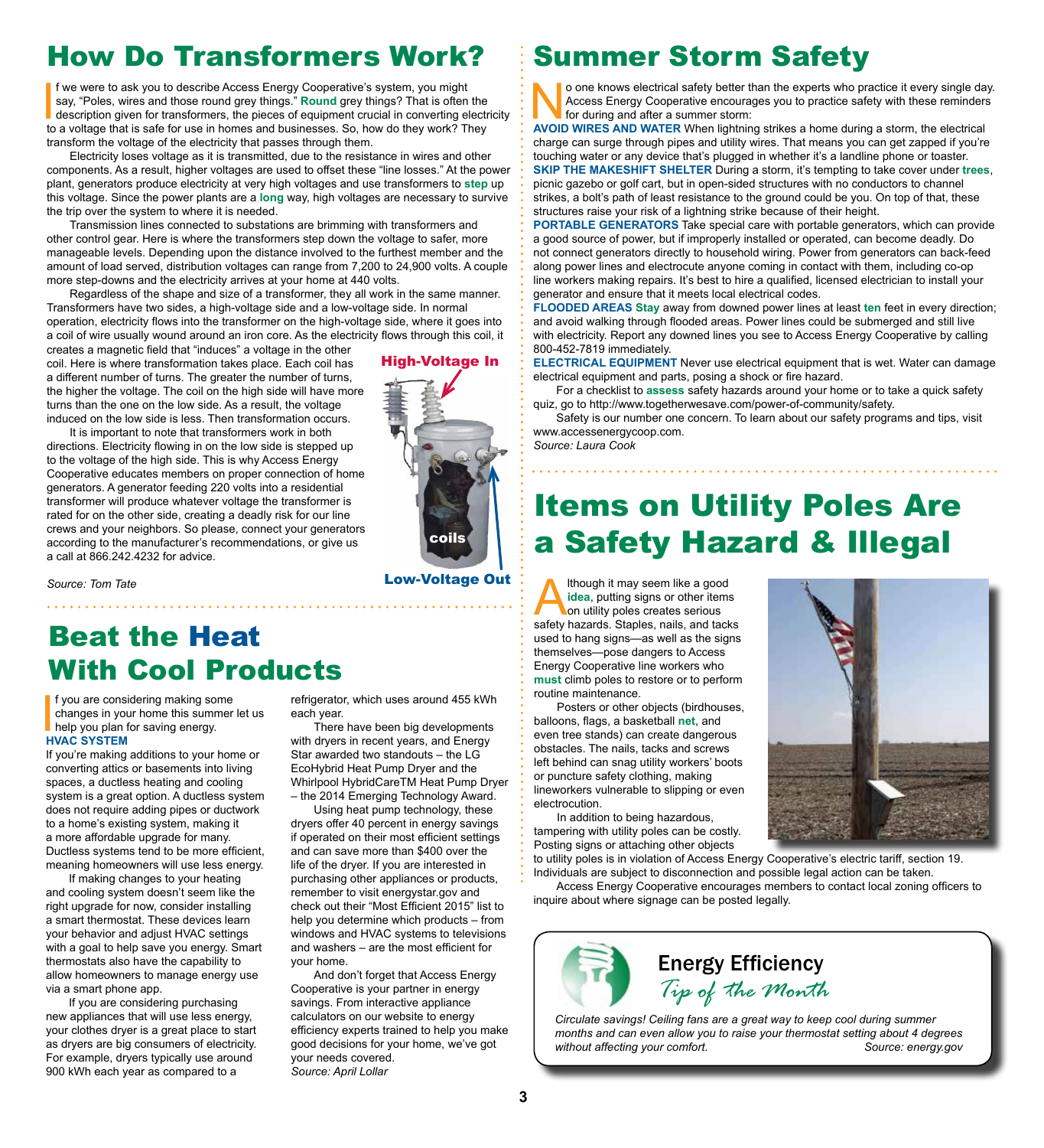# How Do Transformers Work?

If we were to ask you to describe Access Energy Cooperative's system, you might say, "Poles, wires and those round grey things." **Round** grey things? That is often the description given for transformers, the pieces of equipment crucial in converting electricity to a voltage that is safe for use in homes and businesses. So, how do they work? They transform the voltage of the electricity that passes through them.

Electricity loses voltage as it is transmitted, due to the resistance in wires and other components. As a result, higher voltages are used to offset these "line losses." At the power plant, generators produce electricity at very high voltages and use transformers to **step** up this voltage. Since the power plants are a **long** way, high voltages are necessary to survive the trip over the system to where it is needed.

Transmission lines connected to substations are brimming with transformers and other control gear. Here is where the transformers step down the voltage to safer, more manageable levels. Depending upon the distance involved to the furthest member and the amount of load served, distribution voltages can range from 7,200 to 24,900 volts. A couple more step-downs and the electricity arrives at your home at 440 volts.

Regardless of the shape and size of a transformer, they all work in the same manner. Transformers have two sides, a high-voltage side and a low-voltage side. In normal operation, electricity flows into the transformer on the high-voltage side, where it goes into a coil of wire usually wound around an iron core. As the electricity flows through this coil, it creates a magnetic field that "induces" a voltage in the other coil. Here is where transformation takes place. Each coil has a different number of turns. The greater the number of turns, the higher the voltage. The coil on the high side will have more turns than the one on the low side. As a result, the voltage induced on the low side is less. Then transformation occurs.

It is important to note that transformers work in both directions. Electricity flowing in on the low side is stepped up to the voltage of the high side. This is why Access Energy Cooperative educates members on proper connection of home generators. A generator feeding 220 volts into a residential transformer will produce whatever voltage the transformer is rated for on the other side, creating a deadly risk for our line crews and your neighbors. So please, connect your generators according to the manufacturer's recommendations, or give us a call at 866.242.4232 for advice.

High-Voltage In

coils

Low-Voltage Out

*Source: Tom Tate*

# Beat the Heat With Cool Products

If you are considering making some changes in your home this summer let us help you plan for saving energy.

**HVAC SYSTEM**

If you're making additions to your home or converting attics or basements into living spaces, a ductless heating and cooling system is a great option. A ductless system does not require adding pipes or ductwork to a home's existing system, making it a more affordable upgrade for many. Ductless systems tend to be more efficient, meaning homeowners will use less energy.

If making changes to your heating and cooling system doesn't seem like the right upgrade for now, consider installing a smart thermostat. These devices learn your behavior and adjust HVAC settings with a goal to help save you energy. Smart thermostats also have the capability to allow homeowners to manage energy use via a smart phone app.

If you are considering purchasing new appliances that will use less energy, your clothes dryer is a great place to start as dryers are big consumers of electricity. For example, dryers typically use around 900 kWh each year as compared to a refrigerator, which uses around 455 kWh each year.

There have been big developments with dryers in recent years, and Energy Star awarded two standouts – the LG EcoHybrid Heat Pump Dryer and the Whirlpool HybridCareTM Heat Pump Dryer – the 2014 Emerging Technology Award.

Using heat pump technology, these dryers offer 40 percent in energy savings if operated on their most efficient settings and can save more than $400 over the life of the dryer. If you are interested in purchasing other appliances or products, remember to visit energystar.gov and check out their "Most Efficient 2015" list to help you determine which products – from windows and HVAC systems to televisions and washers – are the most efficient for your home.

And don't forget that Access Energy Cooperative is your partner in energy savings. From interactive appliance calculators on our website to energy efficiency experts trained to help you make good decisions for your home, we've got your needs covered.

*Source: April Lollar*

# Summer Storm Safety

No one knows electrical safety better than the experts who practice it every single day. Access Energy Cooperative encourages you to practice safety with these reminders for during and after a summer storm:

**AVOID WIRES AND WATER** When lightning strikes a home during a storm, the electrical charge can surge through pipes and utility wires. That means you can get zapped if you're touching water or any device that's plugged in whether it's a landline phone or toaster.

**SKIP THE MAKESHIFT SHELTER** During a storm, it's tempting to take cover under **trees**, picnic gazebo or golf cart, but in open-sided structures with no conductors to channel strikes, a bolt's path of least resistance to the ground could be you. On top of that, these structures raise your risk of a lightning strike because of their height.

**PORTABLE GENERATORS** Take special care with portable generators, which can provide a good source of power, but if improperly installed or operated, can become deadly. Do not connect generators directly to household wiring. Power from generators can back-feed along power lines and electrocute anyone coming in contact with them, including co-op line workers making repairs. It's best to hire a qualified, licensed electrician to install your generator and ensure that it meets local electrical codes.

**FLOODED AREAS** **Stay** away from downed power lines at least **ten** feet in every direction; and avoid walking through flooded areas. Power lines could be submerged and still live with electricity. Report any downed lines you see to Access Energy Cooperative by calling 800-452-7819 immediately.

**ELECTRICAL EQUIPMENT** Never use electrical equipment that is wet. Water can damage electrical equipment and parts, posing a shock or fire hazard.

For a checklist to **assess** safety hazards around your home or to take a quick safety quiz, go to http://www.togetherwesave.com/power-of-community/safety.

Safety is our number one concern. To learn about our safety programs and tips, visit www.accessenergycoop.com.

*Source: Laura Cook*

# Items on Utility Poles Are a Safety Hazard & Illegal

Although it may seem like a good **idea**, putting signs or other items on utility poles creates serious safety hazards. Staples, nails, and tacks used to hang signs—as well as the signs themselves—pose dangers to Access Energy Cooperative line workers who **must** climb poles to restore or to perform routine maintenance.

Posters or other objects (birdhouses, balloons, flags, a basketball **net**, and even tree stands) can create dangerous obstacles. The nails, tacks and screws left behind can snag utility workers' boots or puncture safety clothing, making lineworkers vulnerable to slipping or even electrocution.

In addition to being hazardous, tampering with utility poles can be costly. Posting signs or attaching other objects to utility poles is in violation of Access Energy Cooperative's electric tariff, section 19. Individuals are subject to disconnection and possible legal action can be taken.

Access Energy Cooperative encourages members to contact local zoning officers to inquire about where signage can be posted legally.

## Energy Efficiency *Tip of the Month*

*Circulate savings! Ceiling fans are a great way to keep cool during summer months and can even allow you to raise your thermostat setting about 4 degrees without affecting your comfort.* *Source: energy.gov*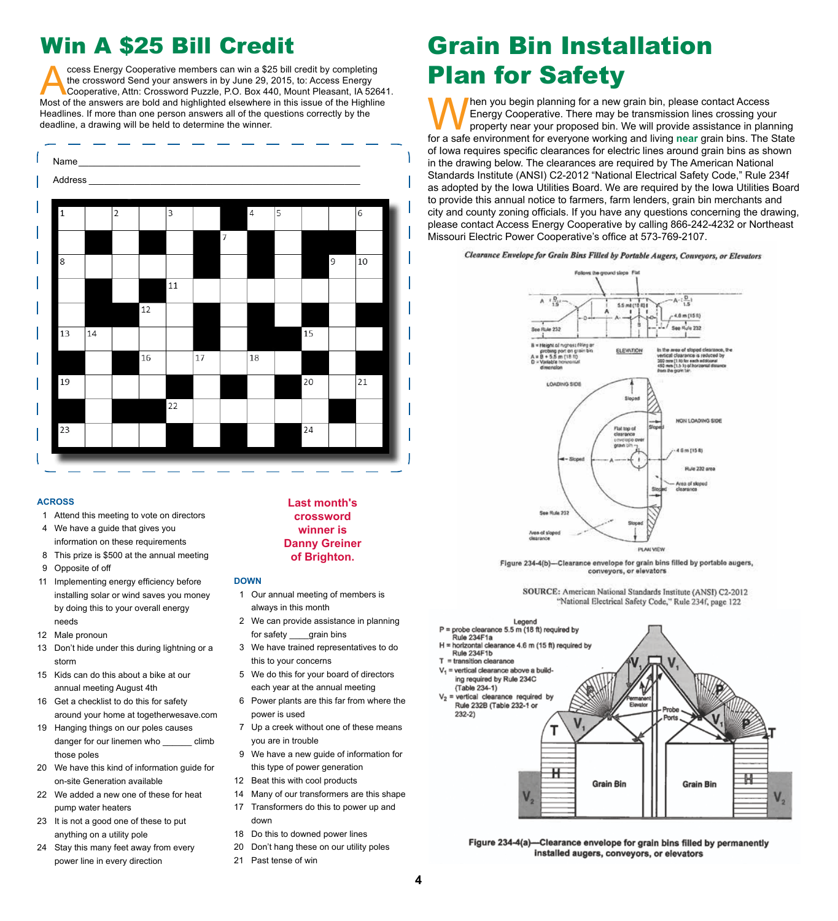# Win A $25 Bill Credit

Access Energy Cooperative members can win a $25 bill credit by completing the crossword Send your answers in by June 29, 2015, to: Access Energy Cooperative, Attn: Crossword Puzzle, P.O. Box 440, Mount Pleasant, IA 52641. Most of the answers are bold and highlighted elsewhere in this issue of the Highline Headlines. If more than one person answers all of the questions correctly by the deadline, a drawing will be held to determine the winner.

Name ______________________________

Address ______________________________

### ACROSS

1 Attend this meeting to vote on directors

4 We have a guide that gives you information on these requirements

8 This prize is $500 at the annual meeting

9 Opposite of off

11 Implementing energy efficiency before installing solar or wind saves you money by doing this to your overall energy needs

12 Male pronoun

13 Don't hide under this during lightning or a storm

15 Kids can do this about a bike at our annual meeting August 4th

16 Get a checklist to do this for safety around your home at togetherwesave.com

19 Hanging things on our poles causes danger for our linemen who ______ climb those poles

20 We have this kind of information guide for on-site Generation available

22 We added a new one of these for heat pump water heaters

23 It is not a good one of these to put anything on a utility pole

24 Stay this many feet away from every power line in every direction

**Last month's crossword winner is Danny Greiner of Brighton.**

### DOWN

1 Our annual meeting of members is always in this month

2 We can provide assistance in planning for safety ____grain bins

3 We have trained representatives to do this to your concerns

5 We do this for your board of directors each year at the annual meeting

6 Power plants are this far from where the power is used

7 Up a creek without one of these means you are in trouble

9 We have a new guide of information for this type of power generation

12 Beat this with cool products

14 Many of our transformers are this shape

17 Transformers do this to power up and down

18 Do this to downed power lines

20 Don't hang these on our utility poles

21 Past tense of win

# Grain Bin Installation Plan for Safety

When you begin planning for a new grain bin, please contact Access Energy Cooperative. There may be transmission lines crossing your property near your proposed bin. We will provide assistance in planning for a safe environment for everyone working and living **near** grain bins. The State of Iowa requires specific clearances for electric lines around grain bins as shown in the drawing below. The clearances are required by The American National Standards Institute (ANSI) C2-2012 "National Electrical Safety Code," Rule 234f as adopted by the Iowa Utilities Board. We are required by the Iowa Utilities Board to provide this annual notice to farmers, farm lenders, grain bin merchants and city and county zoning officials. If you have any questions concerning the drawing, please contact Access Energy Cooperative by calling 866-242-4232 or Northeast Missouri Electric Power Cooperative's office at 573-769-2107.

*Clearance Envelope for Grain Bins Filled by Portable Augers, Conveyors, or Elevators*

Follows the ground slope
Flat
5.5 m (18 ft)
4.6 m (15 ft)
See Rule 232
B = Height of highest filling or probing port on grain bin
A = B + 5.5 m (18 ft)
D = Variable horizontal dimension
ELEVATION
In the area of sloped clearance, the vertical clearance is reduced by 300 mm (1 ft) for each additional 450 mm (1.5 ft) of horizontal distance from the grain bin.
LOADING SIDE
NON LOADING SIDE
Sloped
Flat top of clearance envelope over grain bin
4.6 m (15 ft)
Rule 232 area
Area of sloped clearance
PLAN VIEW

Figure 234-4(b)—Clearance envelope for grain bins filled by portable augers, conveyors, or elevators

SOURCE: American National Standards Institute (ANSI) C2-2012 "National Electrical Safety Code," Rule 234f, page 122

Legend
P = probe clearance 5.5 m (18 ft) required by Rule 234F1a
H = horizontal clearance 4.6 m (15 ft) required by Rule 234F1b
T = transition clearance
$V_1$ = vertical clearance above a building required by Rule 234C (Table 234-1)
$V_2$ = vertical clearance required by Rule 232B (Table 232-1 or 232-2)

Permanent Elevator
Probe Ports
Grain Bin
Grain Bin

Figure 234-4(a)—Clearance envelope for grain bins filled by permanently installed augers, conveyors, or elevators